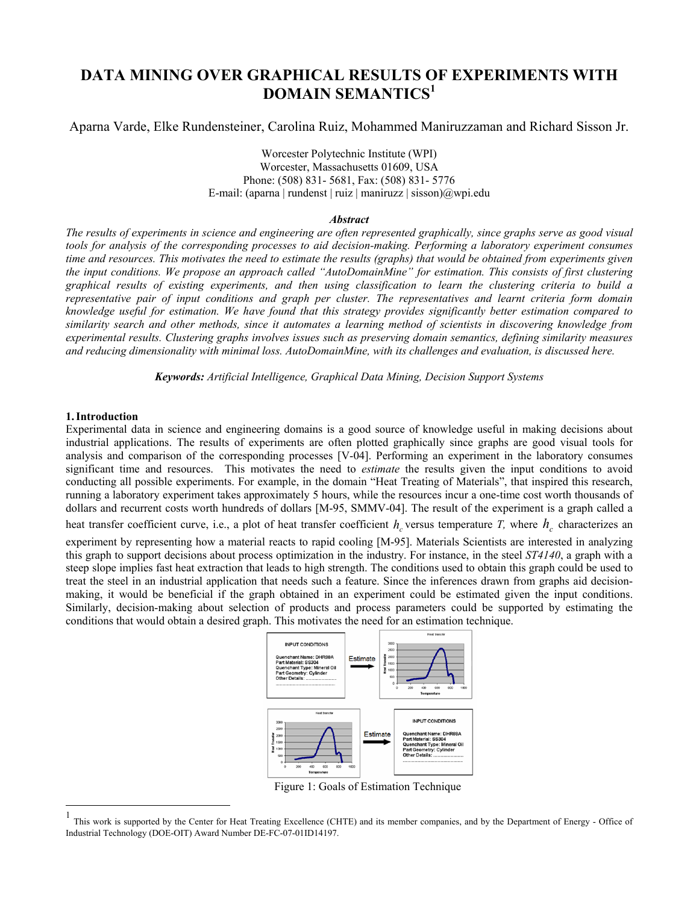# DATA MINING OVER GRAPHICAL RESULTS OF EXPERIMENTS WITH DOMAIN SEMANTICS[1]

Aparna Varde, Elke Rundensteiner, Carolina Ruiz, Mohammed Maniruzzaman and Richard Sisson Jr.

Worcester Polytechnic Institute (WPI)
Worcester, Massachusetts 01609, USA
Phone: (508) 831- 5681, Fax: (508) 831- 5776
E-mail: (aparna | rundenst | ruiz | maniruzz | sisson)@wpi.edu

### *Abstract*

*The results of experiments in science and engineering are often represented graphically, since graphs serve as good visual tools for analysis of the corresponding processes to aid decision-making. Performing a laboratory experiment consumes time and resources. This motivates the need to estimate the results (graphs) that would be obtained from experiments given the input conditions. We propose an approach called "AutoDomainMine" for estimation. This consists of first clustering graphical results of existing experiments, and then using classification to learn the clustering criteria to build a representative pair of input conditions and graph per cluster. The representatives and learnt criteria form domain knowledge useful for estimation. We have found that this strategy provides significantly better estimation compared to similarity search and other methods, since it automates a learning method of scientists in discovering knowledge from experimental results. Clustering graphs involves issues such as preserving domain semantics, defining similarity measures and reducing dimensionality with minimal loss. AutoDomainMine, with its challenges and evaluation, is discussed here.*

***Keywords:*** *Artificial Intelligence, Graphical Data Mining, Decision Support Systems*

## 1. Introduction

Experimental data in science and engineering domains is a good source of knowledge useful in making decisions about industrial applications. The results of experiments are often plotted graphically since graphs are good visual tools for analysis and comparison of the corresponding processes [V-04]. Performing an experiment in the laboratory consumes significant time and resources. This motivates the need to *estimate* the results given the input conditions to avoid conducting all possible experiments. For example, in the domain "Heat Treating of Materials", that inspired this research, running a laboratory experiment takes approximately 5 hours, while the resources incur a one-time cost worth thousands of dollars and recurrent costs worth hundreds of dollars [M-95, SMMV-04]. The result of the experiment is a graph called a heat transfer coefficient curve, i.e., a plot of heat transfer coefficient $h_c$ versus temperature *T,* where $h_c$ characterizes an experiment by representing how a material reacts to rapid cooling [M-95]. Materials Scientists are interested in analyzing this graph to support decisions about process optimization in the industry. For instance, in the steel *ST4140*, a graph with a steep slope implies fast heat extraction that leads to high strength. The conditions used to obtain this graph could be used to treat the steel in an industrial application that needs such a feature. Since the inferences drawn from graphs aid decision-making, it would be beneficial if the graph obtained in an experiment could be estimated given the input conditions. Similarly, decision-making about selection of products and process parameters could be supported by estimating the conditions that would obtain a desired graph. This motivates the need for an estimation technique.

Figure 1: Goals of Estimation Technique

---

[1] This work is supported by the Center for Heat Treating Excellence (CHTE) and its member companies, and by the Department of Energy - Office of Industrial Technology (DOE-OIT) Award Number DE-FC-07-01ID14197.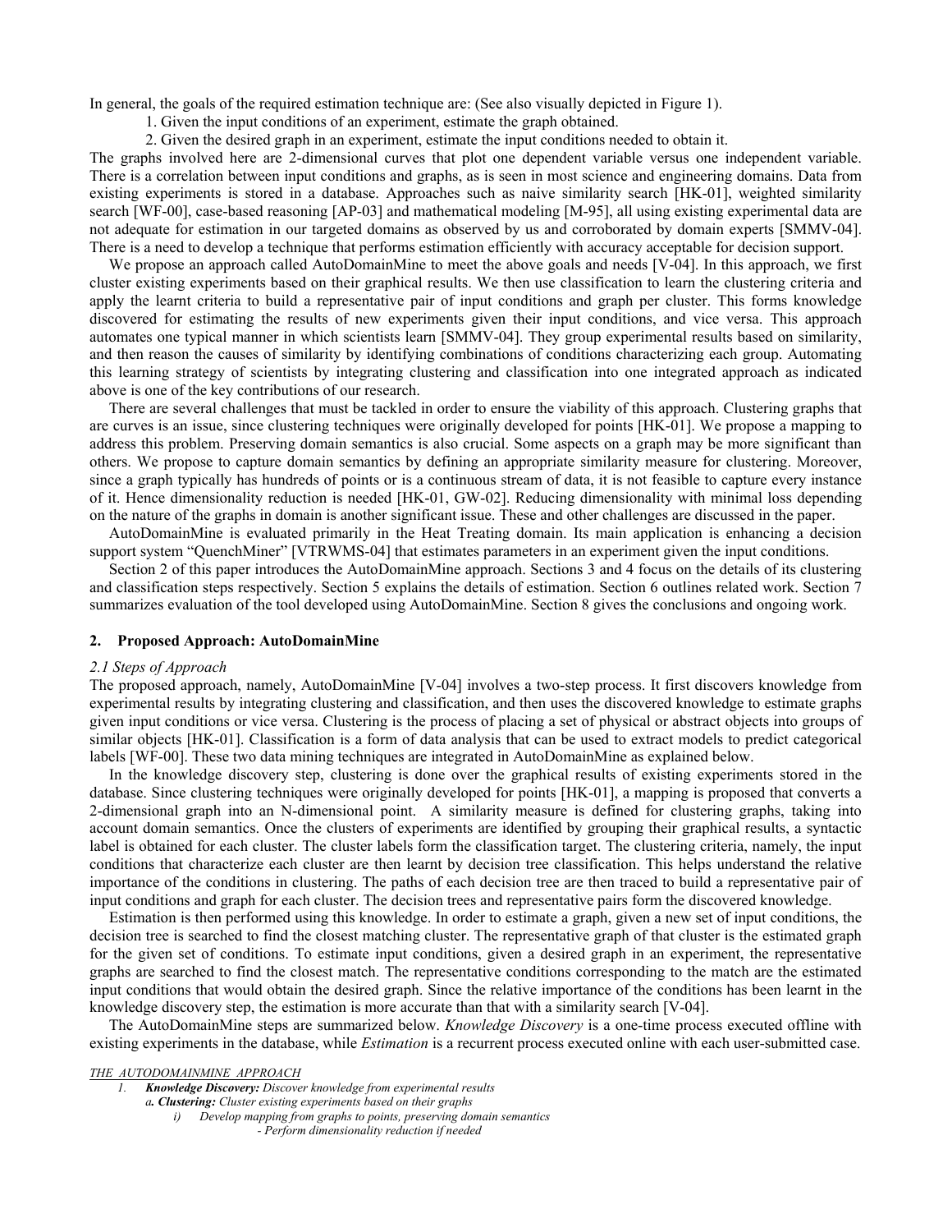In general, the goals of the required estimation technique are: (See also visually depicted in Figure 1).

1. Given the input conditions of an experiment, estimate the graph obtained.
2. Given the desired graph in an experiment, estimate the input conditions needed to obtain it.

The graphs involved here are 2-dimensional curves that plot one dependent variable versus one independent variable. There is a correlation between input conditions and graphs, as is seen in most science and engineering domains. Data from existing experiments is stored in a database. Approaches such as naive similarity search [HK-01], weighted similarity search [WF-00], case-based reasoning [AP-03] and mathematical modeling [M-95], all using existing experimental data are not adequate for estimation in our targeted domains as observed by us and corroborated by domain experts [SMMV-04]. There is a need to develop a technique that performs estimation efficiently with accuracy acceptable for decision support.

We propose an approach called AutoDomainMine to meet the above goals and needs [V-04]. In this approach, we first cluster existing experiments based on their graphical results. We then use classification to learn the clustering criteria and apply the learnt criteria to build a representative pair of input conditions and graph per cluster. This forms knowledge discovered for estimating the results of new experiments given their input conditions, and vice versa. This approach automates one typical manner in which scientists learn [SMMV-04]. They group experimental results based on similarity, and then reason the causes of similarity by identifying combinations of conditions characterizing each group. Automating this learning strategy of scientists by integrating clustering and classification into one integrated approach as indicated above is one of the key contributions of our research.

There are several challenges that must be tackled in order to ensure the viability of this approach. Clustering graphs that are curves is an issue, since clustering techniques were originally developed for points [HK-01]. We propose a mapping to address this problem. Preserving domain semantics is also crucial. Some aspects on a graph may be more significant than others. We propose to capture domain semantics by defining an appropriate similarity measure for clustering. Moreover, since a graph typically has hundreds of points or is a continuous stream of data, it is not feasible to capture every instance of it. Hence dimensionality reduction is needed [HK-01, GW-02]. Reducing dimensionality with minimal loss depending on the nature of the graphs in domain is another significant issue. These and other challenges are discussed in the paper.

AutoDomainMine is evaluated primarily in the Heat Treating domain. Its main application is enhancing a decision support system "QuenchMiner" [VTRWMS-04] that estimates parameters in an experiment given the input conditions.

Section 2 of this paper introduces the AutoDomainMine approach. Sections 3 and 4 focus on the details of its clustering and classification steps respectively. Section 5 explains the details of estimation. Section 6 outlines related work. Section 7 summarizes evaluation of the tool developed using AutoDomainMine. Section 8 gives the conclusions and ongoing work.

## 2. Proposed Approach: AutoDomainMine

### *2.1 Steps of Approach*

The proposed approach, namely, AutoDomainMine [V-04] involves a two-step process. It first discovers knowledge from experimental results by integrating clustering and classification, and then uses the discovered knowledge to estimate graphs given input conditions or vice versa. Clustering is the process of placing a set of physical or abstract objects into groups of similar objects [HK-01]. Classification is a form of data analysis that can be used to extract models to predict categorical labels [WF-00]. These two data mining techniques are integrated in AutoDomainMine as explained below.

In the knowledge discovery step, clustering is done over the graphical results of existing experiments stored in the database. Since clustering techniques were originally developed for points [HK-01], a mapping is proposed that converts a 2-dimensional graph into an N-dimensional point. A similarity measure is defined for clustering graphs, taking into account domain semantics. Once the clusters of experiments are identified by grouping their graphical results, a syntactic label is obtained for each cluster. The cluster labels form the classification target. The clustering criteria, namely, the input conditions that characterize each cluster are then learnt by decision tree classification. This helps understand the relative importance of the conditions in clustering. The paths of each decision tree are then traced to build a representative pair of input conditions and graph for each cluster. The decision trees and representative pairs form the discovered knowledge.

Estimation is then performed using this knowledge. In order to estimate a graph, given a new set of input conditions, the decision tree is searched to find the closest matching cluster. The representative graph of that cluster is the estimated graph for the given set of conditions. To estimate input conditions, given a desired graph in an experiment, the representative graphs are searched to find the closest match. The representative conditions corresponding to the match are the estimated input conditions that would obtain the desired graph. Since the relative importance of the conditions has been learnt in the knowledge discovery step, the estimation is more accurate than that with a similarity search [V-04].

The AutoDomainMine steps are summarized below. *Knowledge Discovery* is a one-time process executed offline with existing experiments in the database, while *Estimation* is a recurrent process executed online with each user-submitted case.

*THE AUTODOMAINMINE APPROACH*

1. ***Knowledge Discovery:*** *Discover knowledge from experimental results*
   - ***a. Clustering:*** *Cluster existing experiments based on their graphs*
     - *i) Develop mapping from graphs to points, preserving domain semantics*
       - *- Perform dimensionality reduction if needed*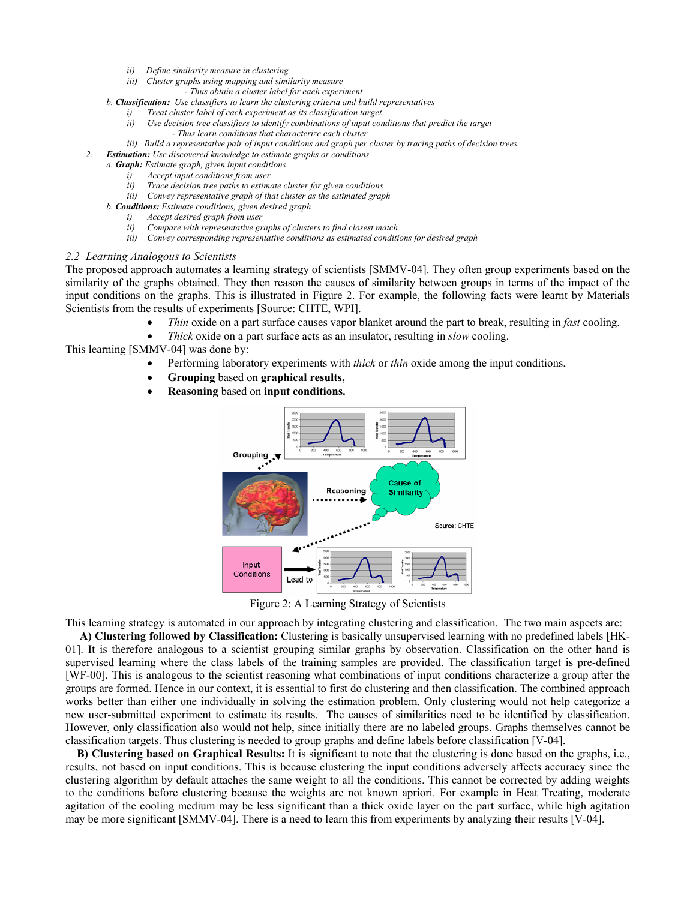- ii) *Define similarity measure in clustering*
   - iii) *Cluster graphs using mapping and similarity measure*
     - *- Thus obtain a cluster label for each experiment*
   b. ***Classification:*** *Use classifiers to learn the clustering criteria and build representatives*
   - i) *Treat cluster label of each experiment as its classification target*
   - ii) *Use decision tree classifiers to identify combinations of input conditions that predict the target*
     - *- Thus learn conditions that characterize each cluster*
   - iii) *Build a representative pair of input conditions and graph per cluster by tracing paths of decision trees*

2. ***Estimation:*** *Use discovered knowledge to estimate graphs or conditions*
   a. ***Graph:*** *Estimate graph, given input conditions*
   - i) *Accept input conditions from user*
   - ii) *Trace decision tree paths to estimate cluster for given conditions*
   - iii) *Convey representative graph of that cluster as the estimated graph*
   b. ***Conditions:*** *Estimate conditions, given desired graph*
   - i) *Accept desired graph from user*
   - ii) *Compare with representative graphs of clusters to find closest match*
   - iii) *Convey corresponding representative conditions as estimated conditions for desired graph*

### *2.2 Learning Analogous to Scientists*

The proposed approach automates a learning strategy of scientists [SMMV-04]. They often group experiments based on the similarity of the graphs obtained. They then reason the causes of similarity between groups in terms of the impact of the input conditions on the graphs. This is illustrated in Figure 2. For example, the following facts were learnt by Materials Scientists from the results of experiments [Source: CHTE, WPI].

- *Thin* oxide on a part surface causes vapor blanket around the part to break, resulting in *fast* cooling.
- *Thick* oxide on a part surface acts as an insulator, resulting in *slow* cooling.

This learning [SMMV-04] was done by:

- Performing laboratory experiments with *thick* or *thin* oxide among the input conditions,
- **Grouping** based on **graphical results,**
- **Reasoning** based on **input conditions.**

Figure 2: A Learning Strategy of Scientists

This learning strategy is automated in our approach by integrating clustering and classification. The two main aspects are:

**A) Clustering followed by Classification:** Clustering is basically unsupervised learning with no predefined labels [HK-01]. It is therefore analogous to a scientist grouping similar graphs by observation. Classification on the other hand is supervised learning where the class labels of the training samples are provided. The classification target is pre-defined [WF-00]. This is analogous to the scientist reasoning what combinations of input conditions characterize a group after the groups are formed. Hence in our context, it is essential to first do clustering and then classification. The combined approach works better than either one individually in solving the estimation problem. Only clustering would not help categorize a new user-submitted experiment to estimate its results. The causes of similarities need to be identified by classification. However, only classification also would not help, since initially there are no labeled groups. Graphs themselves cannot be classification targets. Thus clustering is needed to group graphs and define labels before classification [V-04].

**B) Clustering based on Graphical Results:** It is significant to note that the clustering is done based on the graphs, i.e., results, not based on input conditions. This is because clustering the input conditions adversely affects accuracy since the clustering algorithm by default attaches the same weight to all the conditions. This cannot be corrected by adding weights to the conditions before clustering because the weights are not known apriori. For example in Heat Treating, moderate agitation of the cooling medium may be less significant than a thick oxide layer on the part surface, while high agitation may be more significant [SMMV-04]. There is a need to learn this from experiments by analyzing their results [V-04].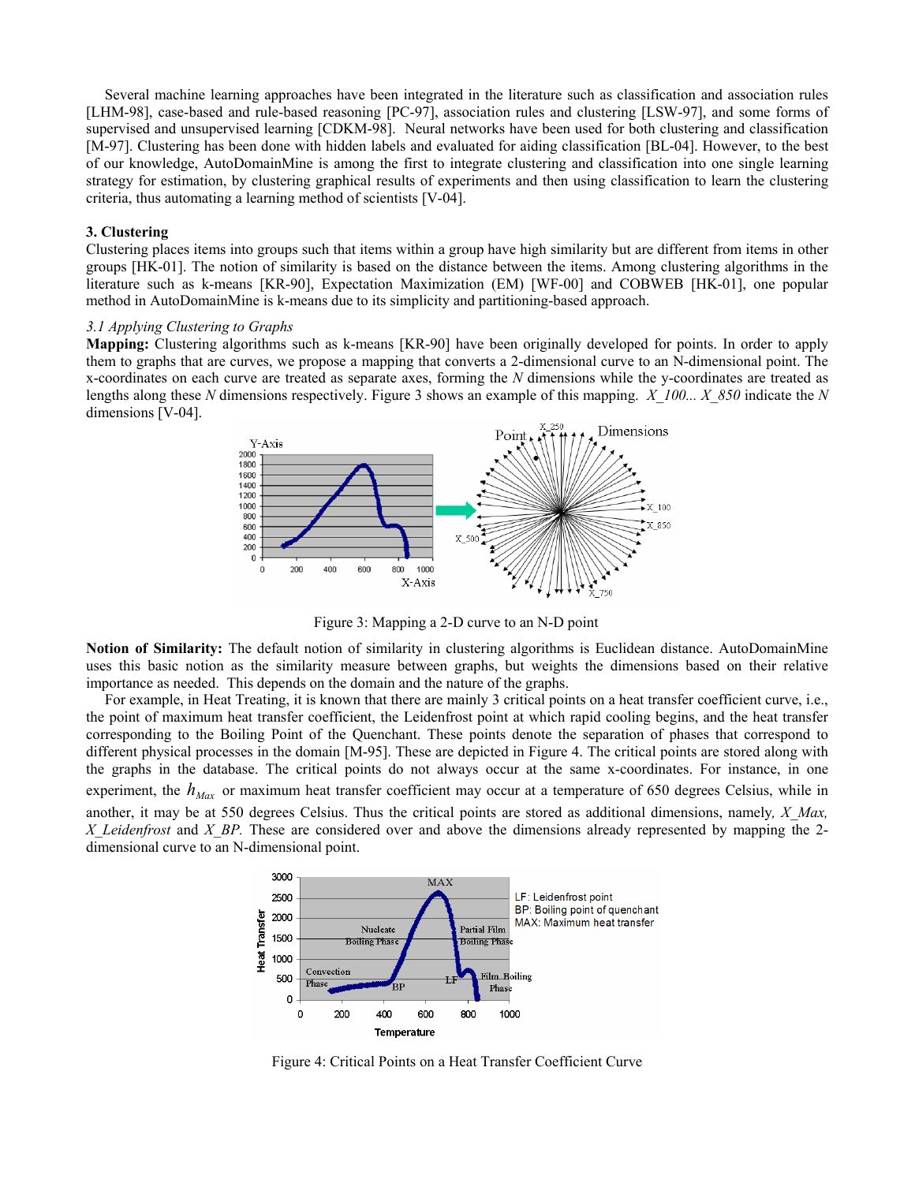Several machine learning approaches have been integrated in the literature such as classification and association rules [LHM-98], case-based and rule-based reasoning [PC-97], association rules and clustering [LSW-97], and some forms of supervised and unsupervised learning [CDKM-98]. Neural networks have been used for both clustering and classification [M-97]. Clustering has been done with hidden labels and evaluated for aiding classification [BL-04]. However, to the best of our knowledge, AutoDomainMine is among the first to integrate clustering and classification into one single learning strategy for estimation, by clustering graphical results of experiments and then using classification to learn the clustering criteria, thus automating a learning method of scientists [V-04].

## 3. Clustering

Clustering places items into groups such that items within a group have high similarity but are different from items in other groups [HK-01]. The notion of similarity is based on the distance between the items. Among clustering algorithms in the literature such as k-means [KR-90], Expectation Maximization (EM) [WF-00] and COBWEB [HK-01], one popular method in AutoDomainMine is k-means due to its simplicity and partitioning-based approach.

### *3.1 Applying Clustering to Graphs*

**Mapping:** Clustering algorithms such as k-means [KR-90] have been originally developed for points. In order to apply them to graphs that are curves, we propose a mapping that converts a 2-dimensional curve to an N-dimensional point. The x-coordinates on each curve are treated as separate axes, forming the *N* dimensions while the y-coordinates are treated as lengths along these *N* dimensions respectively. Figure 3 shows an example of this mapping. *X_100... X_850* indicate the *N* dimensions [V-04].

Figure 3: Mapping a 2-D curve to an N-D point

**Notion of Similarity:** The default notion of similarity in clustering algorithms is Euclidean distance. AutoDomainMine uses this basic notion as the similarity measure between graphs, but weights the dimensions based on their relative importance as needed. This depends on the domain and the nature of the graphs.

For example, in Heat Treating, it is known that there are mainly 3 critical points on a heat transfer coefficient curve, i.e., the point of maximum heat transfer coefficient, the Leidenfrost point at which rapid cooling begins, and the heat transfer corresponding to the Boiling Point of the Quenchant. These points denote the separation of phases that correspond to different physical processes in the domain [M-95]. These are depicted in Figure 4. The critical points are stored along with the graphs in the database. The critical points do not always occur at the same x-coordinates. For instance, in one experiment, the $h_{Max}$ or maximum heat transfer coefficient may occur at a temperature of 650 degrees Celsius, while in another, it may be at 550 degrees Celsius. Thus the critical points are stored as additional dimensions, namely, *X_Max, X_Leidenfrost* and *X_BP.* These are considered over and above the dimensions already represented by mapping the 2-dimensional curve to an N-dimensional point.

Figure 4: Critical Points on a Heat Transfer Coefficient Curve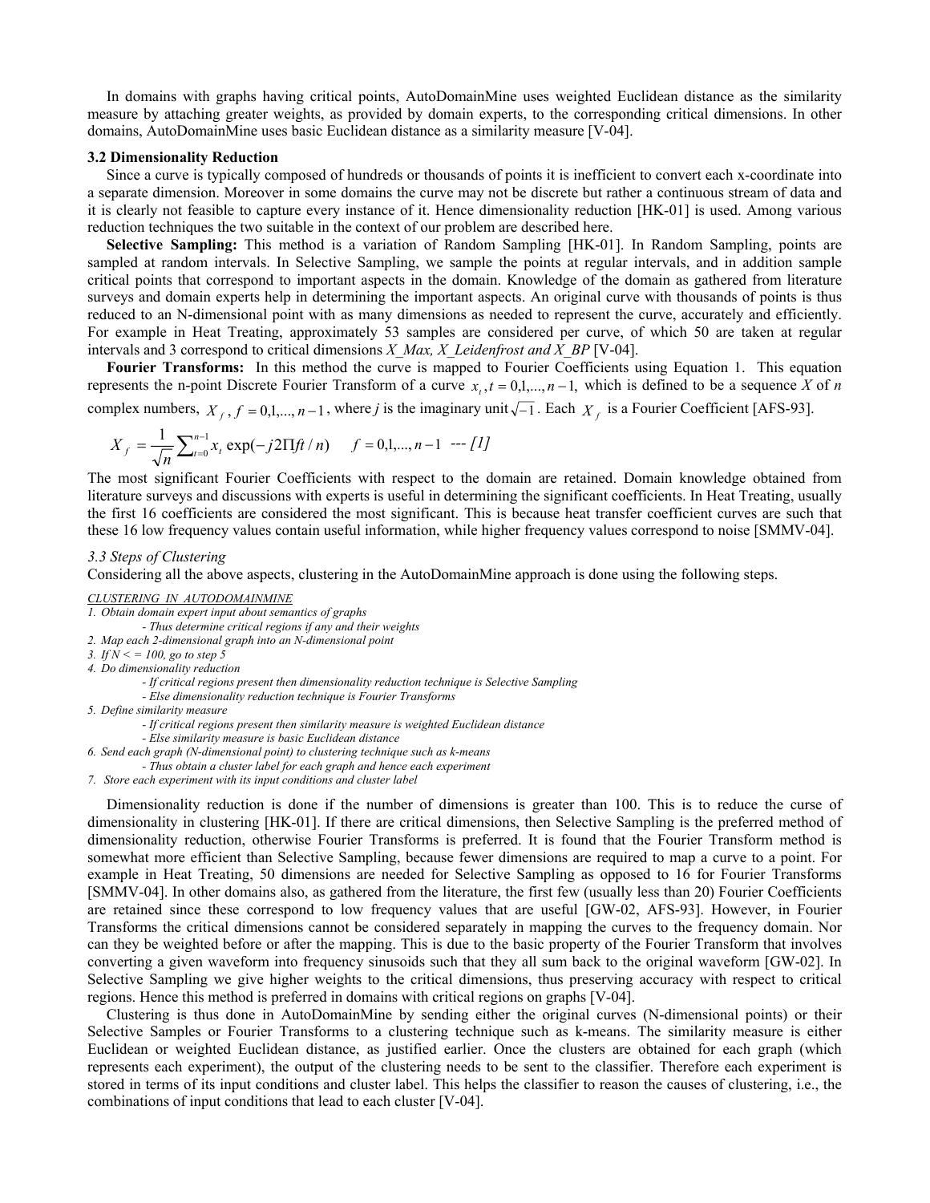In domains with graphs having critical points, AutoDomainMine uses weighted Euclidean distance as the similarity measure by attaching greater weights, as provided by domain experts, to the corresponding critical dimensions. In other domains, AutoDomainMine uses basic Euclidean distance as a similarity measure [V-04].

### 3.2 Dimensionality Reduction

Since a curve is typically composed of hundreds or thousands of points it is inefficient to convert each x-coordinate into a separate dimension. Moreover in some domains the curve may not be discrete but rather a continuous stream of data and it is clearly not feasible to capture every instance of it. Hence dimensionality reduction [HK-01] is used. Among various reduction techniques the two suitable in the context of our problem are described here.

**Selective Sampling:** This method is a variation of Random Sampling [HK-01]. In Random Sampling, points are sampled at random intervals. In Selective Sampling, we sample the points at regular intervals, and in addition sample critical points that correspond to important aspects in the domain. Knowledge of the domain as gathered from literature surveys and domain experts help in determining the important aspects. An original curve with thousands of points is thus reduced to an N-dimensional point with as many dimensions as needed to represent the curve, accurately and efficiently. For example in Heat Treating, approximately 53 samples are considered per curve, of which 50 are taken at regular intervals and 3 correspond to critical dimensions *X_Max, X_Leidenfrost and X_BP* [V-04].

**Fourier Transforms:** In this method the curve is mapped to Fourier Coefficients using Equation 1. This equation represents the n-point Discrete Fourier Transform of a curve $x_t, t = 0,1,...,n-1$, which is defined to be a sequence *X* of *n* complex numbers, $X_f, f = 0,1,...,n-1$, where *j* is the imaginary unit $\sqrt{-1}$. Each $X_f$ is a Fourier Coefficient [AFS-93].

$$X_f = \frac{1}{\sqrt{n}} \sum_{t=0}^{n-1} x_t \exp(-j2\Pi ft/n) \quad f = 0,1,...,n-1 \quad \text{--- [1]}$$

The most significant Fourier Coefficients with respect to the domain are retained. Domain knowledge obtained from literature surveys and discussions with experts is useful in determining the significant coefficients. In Heat Treating, usually the first 16 coefficients are considered the most significant. This is because heat transfer coefficient curves are such that these 16 low frequency values contain useful information, while higher frequency values correspond to noise [SMMV-04].

### *3.3 Steps of Clustering*

Considering all the above aspects, clustering in the AutoDomainMine approach is done using the following steps.

*<u>CLUSTERING IN AUTODOMAINMINE</u>*

1. *Obtain domain expert input about semantics of graphs*
   - *Thus determine critical regions if any and their weights*
2. *Map each 2-dimensional graph into an N-dimensional point*
3. *If N < = 100, go to step 5*
4. *Do dimensionality reduction*
   - *If critical regions present then dimensionality reduction technique is Selective Sampling*
   - *Else dimensionality reduction technique is Fourier Transforms*
5. *Define similarity measure*
   - *If critical regions present then similarity measure is weighted Euclidean distance*
   - *Else similarity measure is basic Euclidean distance*
6. *Send each graph (N-dimensional point) to clustering technique such as k-means*
   - *Thus obtain a cluster label for each graph and hence each experiment*
7. *Store each experiment with its input conditions and cluster label*

Dimensionality reduction is done if the number of dimensions is greater than 100. This is to reduce the curse of dimensionality in clustering [HK-01]. If there are critical dimensions, then Selective Sampling is the preferred method of dimensionality reduction, otherwise Fourier Transforms is preferred. It is found that the Fourier Transform method is somewhat more efficient than Selective Sampling, because fewer dimensions are required to map a curve to a point. For example in Heat Treating, 50 dimensions are needed for Selective Sampling as opposed to 16 for Fourier Transforms [SMMV-04]. In other domains also, as gathered from the literature, the first few (usually less than 20) Fourier Coefficients are retained since these correspond to low frequency values that are useful [GW-02, AFS-93]. However, in Fourier Transforms the critical dimensions cannot be considered separately in mapping the curves to the frequency domain. Nor can they be weighted before or after the mapping. This is due to the basic property of the Fourier Transform that involves converting a given waveform into frequency sinusoids such that they all sum back to the original waveform [GW-02]. In Selective Sampling we give higher weights to the critical dimensions, thus preserving accuracy with respect to critical regions. Hence this method is preferred in domains with critical regions on graphs [V-04].

Clustering is thus done in AutoDomainMine by sending either the original curves (N-dimensional points) or their Selective Samples or Fourier Transforms to a clustering technique such as k-means. The similarity measure is either Euclidean or weighted Euclidean distance, as justified earlier. Once the clusters are obtained for each graph (which represents each experiment), the output of the clustering needs to be sent to the classifier. Therefore each experiment is stored in terms of its input conditions and cluster label. This helps the classifier to reason the causes of clustering, i.e., the combinations of input conditions that lead to each cluster [V-04].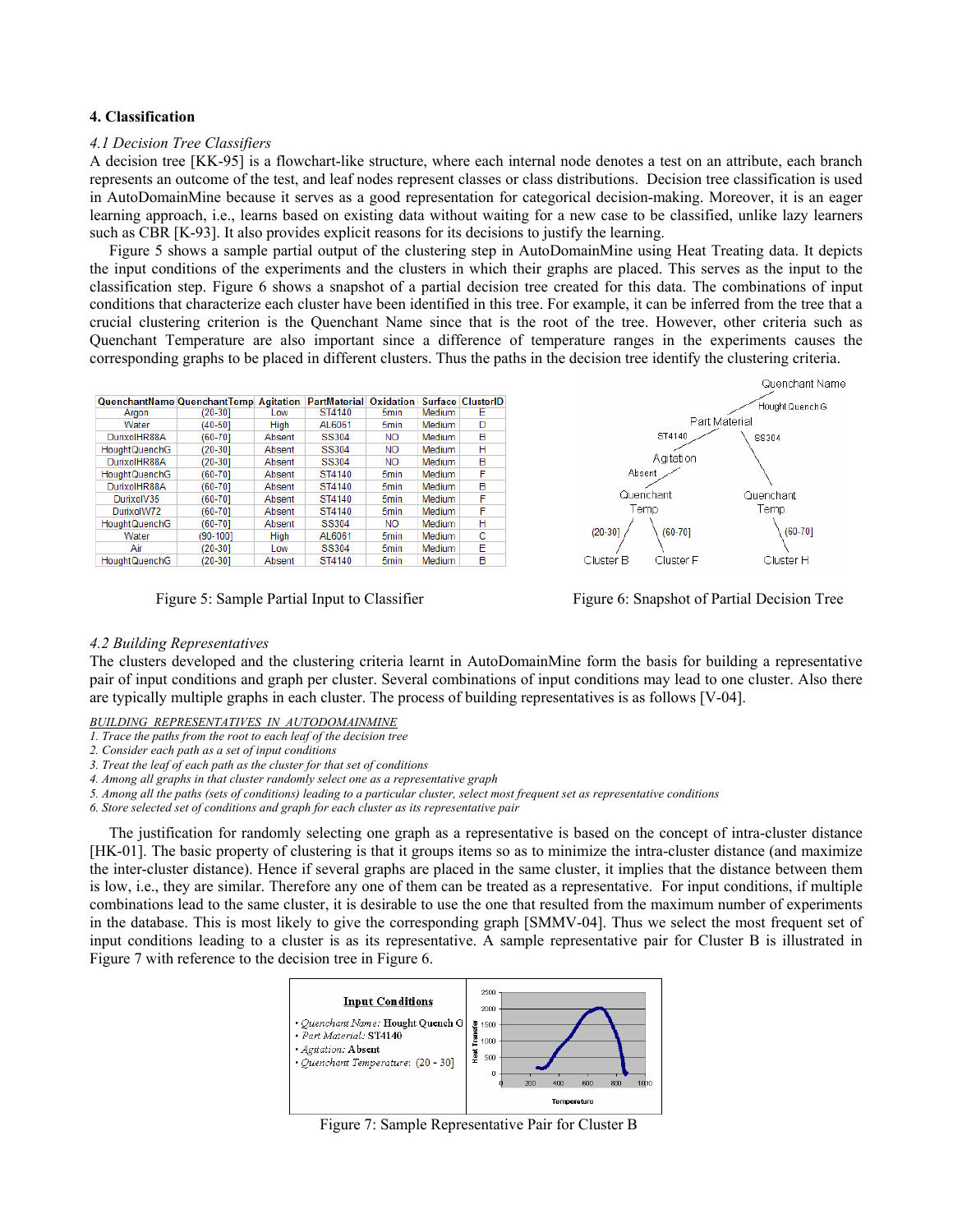# 4. Classification

## *4.1 Decision Tree Classifiers*

A decision tree [KK-95] is a flowchart-like structure, where each internal node denotes a test on an attribute, each branch represents an outcome of the test, and leaf nodes represent classes or class distributions. Decision tree classification is used in AutoDomainMine because it serves as a good representation for categorical decision-making. Moreover, it is an eager learning approach, i.e., learns based on existing data without waiting for a new case to be classified, unlike lazy learners such as CBR [K-93]. It also provides explicit reasons for its decisions to justify the learning.

Figure 5 shows a sample partial output of the clustering step in AutoDomainMine using Heat Treating data. It depicts the input conditions of the experiments and the clusters in which their graphs are placed. This serves as the input to the classification step. Figure 6 shows a snapshot of a partial decision tree created for this data. The combinations of input conditions that characterize each cluster have been identified in this tree. For example, it can be inferred from the tree that a crucial clustering criterion is the Quenchant Name since that is the root of the tree. However, other criteria such as Quenchant Temperature are also important since a difference of temperature ranges in the experiments causes the corresponding graphs to be placed in different clusters. Thus the paths in the decision tree identify the clustering criteria.

| QuenchantName | QuenchantTemp | Agitation | PartMaterial | Oxidation | Surface | ClusterID |
|---|---|---|---|---|---|---|
| Argon | (20-30] | Low | ST4140 | 5min | Medium | E |
| Water | (40-50] | High | AL6061 | 5min | Medium | D |
| DurixolHR88A | (60-70] | Absent | SS304 | NO | Medium | B |
| HoughtQuenchG | (20-30] | Absent | SS304 | NO | Medium | H |
| DurixolHR88A | (20-30] | Absent | SS304 | NO | Medium | B |
| HoughtQuenchG | (60-70] | Absent | ST4140 | 5min | Medium | F |
| DurixolHR88A | (60-70] | Absent | ST4140 | 5min | Medium | B |
| DurixolV35 | (60-70] | Absent | ST4140 | 5min | Medium | F |
| DurixolW72 | (60-70] | Absent | ST4140 | 5min | Medium | F |
| HoughtQuenchG | (60-70] | Absent | SS304 | NO | Medium | H |
| Water | (90-100] | High | AL6061 | 5min | Medium | C |
| Air | (20-30] | Low | SS304 | 5min | Medium | E |
| HoughtQuenchG | (20-30] | Absent | ST4140 | 5min | Medium | B |

Figure 5: Sample Partial Input to Classifier

Figure 6: Snapshot of Partial Decision Tree

## *4.2 Building Representatives*

The clusters developed and the clustering criteria learnt in AutoDomainMine form the basis for building a representative pair of input conditions and graph per cluster. Several combinations of input conditions may lead to one cluster. Also there are typically multiple graphs in each cluster. The process of building representatives is as follows [V-04].

<u>BUILDING REPRESENTATIVES IN AUTODOMAINMINE</u>

*1. Trace the paths from the root to each leaf of the decision tree*
*2. Consider each path as a set of input conditions*
*3. Treat the leaf of each path as the cluster for that set of conditions*
*4. Among all graphs in that cluster randomly select one as a representative graph*
*5. Among all the paths (sets of conditions) leading to a particular cluster, select most frequent set as representative conditions*
*6. Store selected set of conditions and graph for each cluster as its representative pair*

The justification for randomly selecting one graph as a representative is based on the concept of intra-cluster distance [HK-01]. The basic property of clustering is that it groups items so as to minimize the intra-cluster distance (and maximize the inter-cluster distance). Hence if several graphs are placed in the same cluster, it implies that the distance between them is low, i.e., they are similar. Therefore any one of them can be treated as a representative. For input conditions, if multiple combinations lead to the same cluster, it is desirable to use the one that resulted from the maximum number of experiments in the database. This is most likely to give the corresponding graph [SMMV-04]. Thus we select the most frequent set of input conditions leading to a cluster is as its representative. A sample representative pair for Cluster B is illustrated in Figure 7 with reference to the decision tree in Figure 6.

**Input Conditions**

- *Quenchant Name:* Hought Quench G
- *Part Material:* ST4140
- *Agitation:* Absent
- *Quenchant Temperature:* (20 - 30]

Figure 7: Sample Representative Pair for Cluster B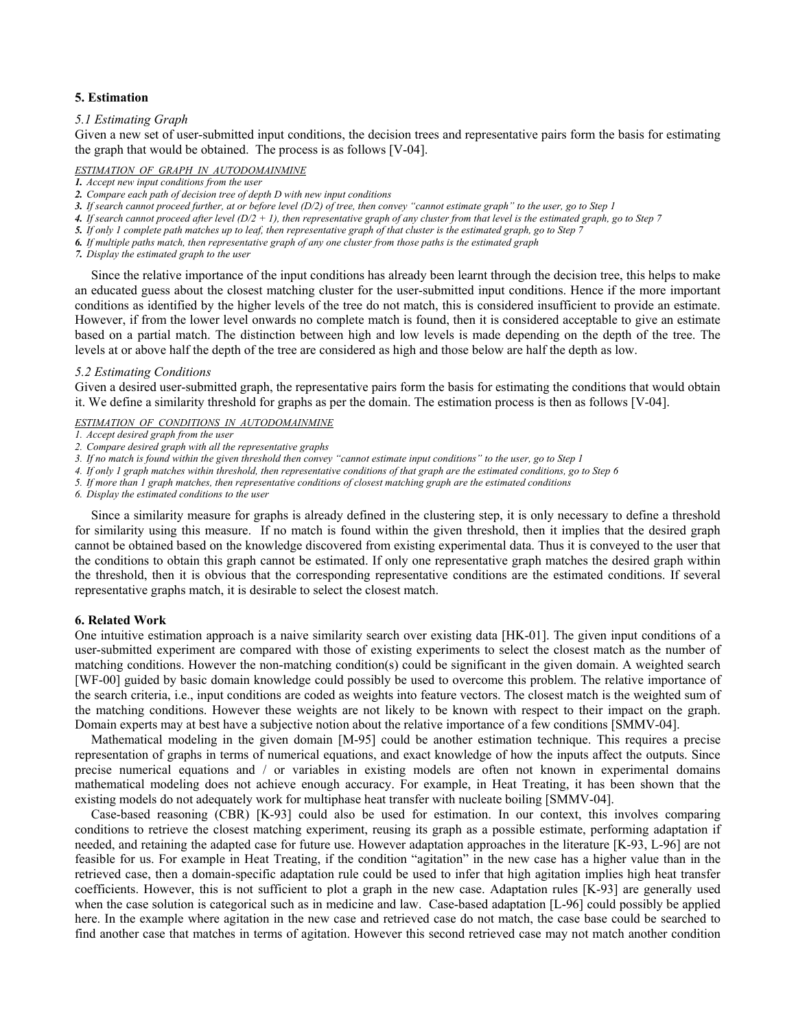## 5. Estimation

### *5.1 Estimating Graph*

Given a new set of user-submitted input conditions, the decision trees and representative pairs form the basis for estimating the graph that would be obtained. The process is as follows [V-04].

*ESTIMATION OF GRAPH IN AUTODOMAINMINE*

***1.*** *Accept new input conditions from the user*
***2.*** *Compare each path of decision tree of depth D with new input conditions*
***3.*** *If search cannot proceed further, at or before level (D/2) of tree, then convey "cannot estimate graph" to the user, go to Step 1*
***4.*** *If search cannot proceed after level (D/2 + 1), then representative graph of any cluster from that level is the estimated graph, go to Step 7*
***5.*** *If only 1 complete path matches up to leaf, then representative graph of that cluster is the estimated graph, go to Step 7*
***6.*** *If multiple paths match, then representative graph of any one cluster from those paths is the estimated graph*
***7.*** *Display the estimated graph to the user*

Since the relative importance of the input conditions has already been learnt through the decision tree, this helps to make an educated guess about the closest matching cluster for the user-submitted input conditions. Hence if the more important conditions as identified by the higher levels of the tree do not match, this is considered insufficient to provide an estimate. However, if from the lower level onwards no complete match is found, then it is considered acceptable to give an estimate based on a partial match. The distinction between high and low levels is made depending on the depth of the tree. The levels at or above half the depth of the tree are considered as high and those below are half the depth as low.

### *5.2 Estimating Conditions*

Given a desired user-submitted graph, the representative pairs form the basis for estimating the conditions that would obtain it. We define a similarity threshold for graphs as per the domain. The estimation process is then as follows [V-04].

*ESTIMATION OF CONDITIONS IN AUTODOMAINMINE*

*1. Accept desired graph from the user*
*2. Compare desired graph with all the representative graphs*
*3. If no match is found within the given threshold then convey "cannot estimate input conditions" to the user, go to Step 1*
*4. If only 1 graph matches within threshold, then representative conditions of that graph are the estimated conditions, go to Step 6*
*5. If more than 1 graph matches, then representative conditions of closest matching graph are the estimated conditions*
*6. Display the estimated conditions to the user*

Since a similarity measure for graphs is already defined in the clustering step, it is only necessary to define a threshold for similarity using this measure. If no match is found within the given threshold, then it implies that the desired graph cannot be obtained based on the knowledge discovered from existing experimental data. Thus it is conveyed to the user that the conditions to obtain this graph cannot be estimated. If only one representative graph matches the desired graph within the threshold, then it is obvious that the corresponding representative conditions are the estimated conditions. If several representative graphs match, it is desirable to select the closest match.

## 6. Related Work

One intuitive estimation approach is a naive similarity search over existing data [HK-01]. The given input conditions of a user-submitted experiment are compared with those of existing experiments to select the closest match as the number of matching conditions. However the non-matching condition(s) could be significant in the given domain. A weighted search [WF-00] guided by basic domain knowledge could possibly be used to overcome this problem. The relative importance of the search criteria, i.e., input conditions are coded as weights into feature vectors. The closest match is the weighted sum of the matching conditions. However these weights are not likely to be known with respect to their impact on the graph. Domain experts may at best have a subjective notion about the relative importance of a few conditions [SMMV-04].

Mathematical modeling in the given domain [M-95] could be another estimation technique. This requires a precise representation of graphs in terms of numerical equations, and exact knowledge of how the inputs affect the outputs. Since precise numerical equations and / or variables in existing models are often not known in experimental domains mathematical modeling does not achieve enough accuracy. For example, in Heat Treating, it has been shown that the existing models do not adequately work for multiphase heat transfer with nucleate boiling [SMMV-04].

Case-based reasoning (CBR) [K-93] could also be used for estimation. In our context, this involves comparing conditions to retrieve the closest matching experiment, reusing its graph as a possible estimate, performing adaptation if needed, and retaining the adapted case for future use. However adaptation approaches in the literature [K-93, L-96] are not feasible for us. For example in Heat Treating, if the condition "agitation" in the new case has a higher value than in the retrieved case, then a domain-specific adaptation rule could be used to infer that high agitation implies high heat transfer coefficients. However, this is not sufficient to plot a graph in the new case. Adaptation rules [K-93] are generally used when the case solution is categorical such as in medicine and law. Case-based adaptation [L-96] could possibly be applied here. In the example where agitation in the new case and retrieved case do not match, the case base could be searched to find another case that matches in terms of agitation. However this second retrieved case may not match another condition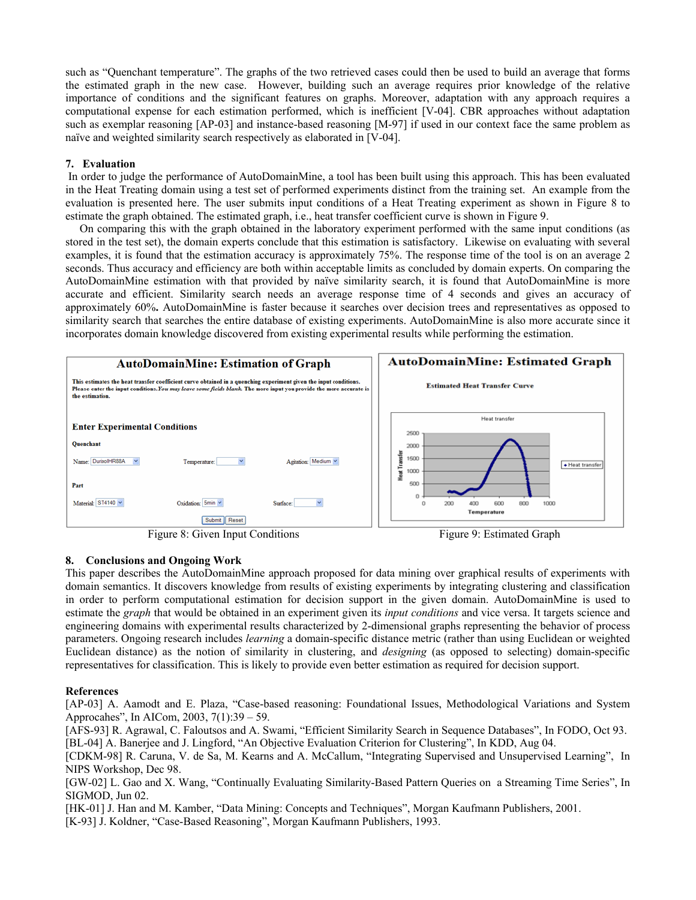such as "Quenchant temperature". The graphs of the two retrieved cases could then be used to build an average that forms the estimated graph in the new case. However, building such an average requires prior knowledge of the relative importance of conditions and the significant features on graphs. Moreover, adaptation with any approach requires a computational expense for each estimation performed, which is inefficient [V-04]. CBR approaches without adaptation such as exemplar reasoning [AP-03] and instance-based reasoning [M-97] if used in our context face the same problem as naïve and weighted similarity search respectively as elaborated in [V-04].

## 7. Evaluation

In order to judge the performance of AutoDomainMine, a tool has been built using this approach. This has been evaluated in the Heat Treating domain using a test set of performed experiments distinct from the training set. An example from the evaluation is presented here. The user submits input conditions of a Heat Treating experiment as shown in Figure 8 to estimate the graph obtained. The estimated graph, i.e., heat transfer coefficient curve is shown in Figure 9.

On comparing this with the graph obtained in the laboratory experiment performed with the same input conditions (as stored in the test set), the domain experts conclude that this estimation is satisfactory. Likewise on evaluating with several examples, it is found that the estimation accuracy is approximately 75%. The response time of the tool is on an average 2 seconds. Thus accuracy and efficiency are both within acceptable limits as concluded by domain experts. On comparing the AutoDomainMine estimation with that provided by naïve similarity search, it is found that AutoDomainMine is more accurate and efficient. Similarity search needs an average response time of 4 seconds and gives an accuracy of approximately 60%**.** AutoDomainMine is faster because it searches over decision trees and representatives as opposed to similarity search that searches the entire database of existing experiments. AutoDomainMine is also more accurate since it incorporates domain knowledge discovered from existing experimental results while performing the estimation.

Figure 8: Given Input Conditions

Figure 9: Estimated Graph

## 8. Conclusions and Ongoing Work

This paper describes the AutoDomainMine approach proposed for data mining over graphical results of experiments with domain semantics. It discovers knowledge from results of existing experiments by integrating clustering and classification in order to perform computational estimation for decision support in the given domain. AutoDomainMine is used to estimate the *graph* that would be obtained in an experiment given its *input conditions* and vice versa. It targets science and engineering domains with experimental results characterized by 2-dimensional graphs representing the behavior of process parameters. Ongoing research includes *learning* a domain-specific distance metric (rather than using Euclidean or weighted Euclidean distance) as the notion of similarity in clustering, and *designing* (as opposed to selecting) domain-specific representatives for classification. This is likely to provide even better estimation as required for decision support.

## References

[AP-03] A. Aamodt and E. Plaza, "Case-based reasoning: Foundational Issues, Methodological Variations and System Approcahes", In AICom, 2003, 7(1):39 – 59.

[AFS-93] R. Agrawal, C. Faloutsos and A. Swami, "Efficient Similarity Search in Sequence Databases", In FODO, Oct 93.

[BL-04] A. Banerjee and J. Lingford, "An Objective Evaluation Criterion for Clustering", In KDD, Aug 04.

[CDKM-98] R. Caruna, V. de Sa, M. Kearns and A. McCallum, "Integrating Supervised and Unsupervised Learning", In NIPS Workshop, Dec 98.

[GW-02] L. Gao and X. Wang, "Continually Evaluating Similarity-Based Pattern Queries on a Streaming Time Series", In SIGMOD, Jun 02.

[HK-01] J. Han and M. Kamber, "Data Mining: Concepts and Techniques", Morgan Kaufmann Publishers, 2001.

[K-93] J. Koldner, "Case-Based Reasoning", Morgan Kaufmann Publishers, 1993.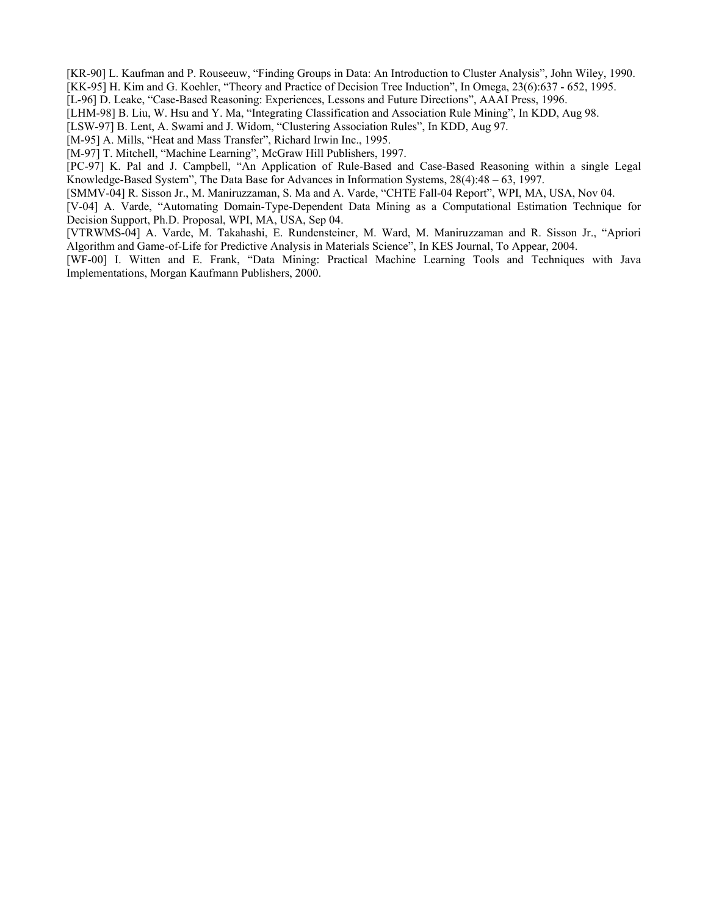[KR-90] L. Kaufman and P. Rouseeuw, “Finding Groups in Data: An Introduction to Cluster Analysis”, John Wiley, 1990.

[KK-95] H. Kim and G. Koehler, “Theory and Practice of Decision Tree Induction”, In Omega, 23(6):637 - 652, 1995.

[L-96] D. Leake, “Case-Based Reasoning: Experiences, Lessons and Future Directions”, AAAI Press, 1996.

[LHM-98] B. Liu, W. Hsu and Y. Ma, “Integrating Classification and Association Rule Mining”, In KDD, Aug 98.

[LSW-97] B. Lent, A. Swami and J. Widom, “Clustering Association Rules”, In KDD, Aug 97.

[M-95] A. Mills, “Heat and Mass Transfer”, Richard Irwin Inc., 1995.

[M-97] T. Mitchell, “Machine Learning”, McGraw Hill Publishers, 1997.

[PC-97] K. Pal and J. Campbell, “An Application of Rule-Based and Case-Based Reasoning within a single Legal Knowledge-Based System”, The Data Base for Advances in Information Systems, 28(4):48 – 63, 1997.

[SMMV-04] R. Sisson Jr., M. Maniruzzaman, S. Ma and A. Varde, “CHTE Fall-04 Report”, WPI, MA, USA, Nov 04.

[V-04] A. Varde, “Automating Domain-Type-Dependent Data Mining as a Computational Estimation Technique for Decision Support, Ph.D. Proposal, WPI, MA, USA, Sep 04.

[VTRWMS-04] A. Varde, M. Takahashi, E. Rundensteiner, M. Ward, M. Maniruzzaman and R. Sisson Jr., “Apriori Algorithm and Game-of-Life for Predictive Analysis in Materials Science”, In KES Journal, To Appear, 2004.

[WF-00] I. Witten and E. Frank, “Data Mining: Practical Machine Learning Tools and Techniques with Java Implementations, Morgan Kaufmann Publishers, 2000.